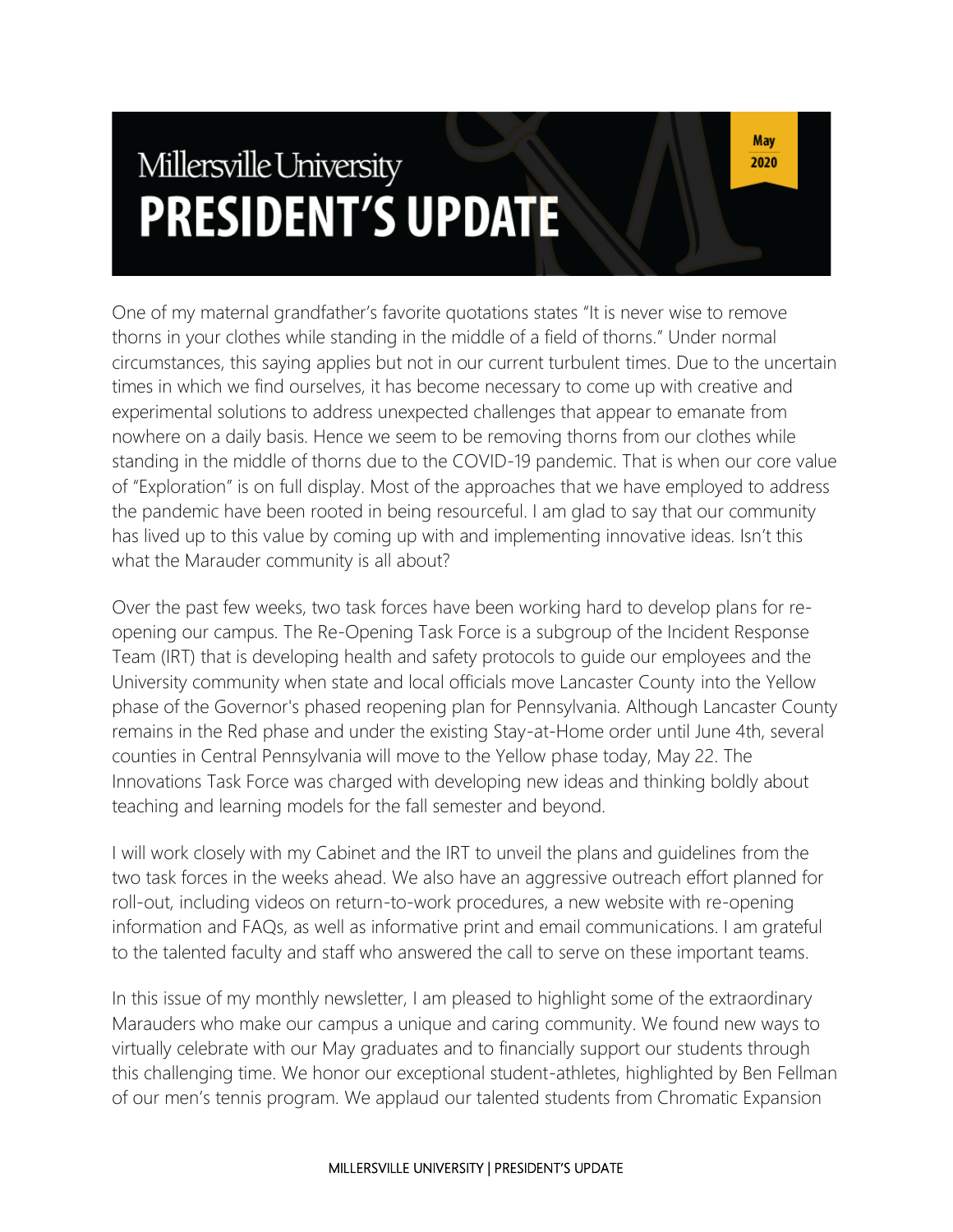Millersville University

# PRESIDENT'S UPDATE

May 2020

One of my maternal grandfather's favorite quotations states "It is never wise to remove thorns in your clothes while standing in the middle of a field of thorns." Under normal circumstances, this saying applies but not in our current turbulent times. Due to the uncertain times in which we find ourselves, it has become necessary to come up with creative and experimental solutions to address unexpected challenges that appear to emanate from nowhere on a daily basis. Hence we seem to be removing thorns from our clothes while standing in the middle of thorns due to the COVID-19 pandemic. That is when our core value of "Exploration" is on full display. Most of the approaches that we have employed to address the pandemic have been rooted in being resourceful. I am glad to say that our community has lived up to this value by coming up with and implementing innovative ideas. Isn't this what the Marauder community is all about?

Over the past few weeks, two task forces have been working hard to develop plans for re-opening our campus. The Re-Opening Task Force is a subgroup of the Incident Response Team (IRT) that is developing health and safety protocols to guide our employees and the University community when state and local officials move Lancaster County into the Yellow phase of the Governor's phased reopening plan for Pennsylvania. Although Lancaster County remains in the Red phase and under the existing Stay-at-Home order until June 4th, several counties in Central Pennsylvania will move to the Yellow phase today, May 22. The Innovations Task Force was charged with developing new ideas and thinking boldly about teaching and learning models for the fall semester and beyond.

I will work closely with my Cabinet and the IRT to unveil the plans and guidelines from the two task forces in the weeks ahead. We also have an aggressive outreach effort planned for roll-out, including videos on return-to-work procedures, a new website with re-opening information and FAQs, as well as informative print and email communications. I am grateful to the talented faculty and staff who answered the call to serve on these important teams.

In this issue of my monthly newsletter, I am pleased to highlight some of the extraordinary Marauders who make our campus a unique and caring community. We found new ways to virtually celebrate with our May graduates and to financially support our students through this challenging time. We honor our exceptional student-athletes, highlighted by Ben Fellman of our men's tennis program. We applaud our talented students from Chromatic Expansion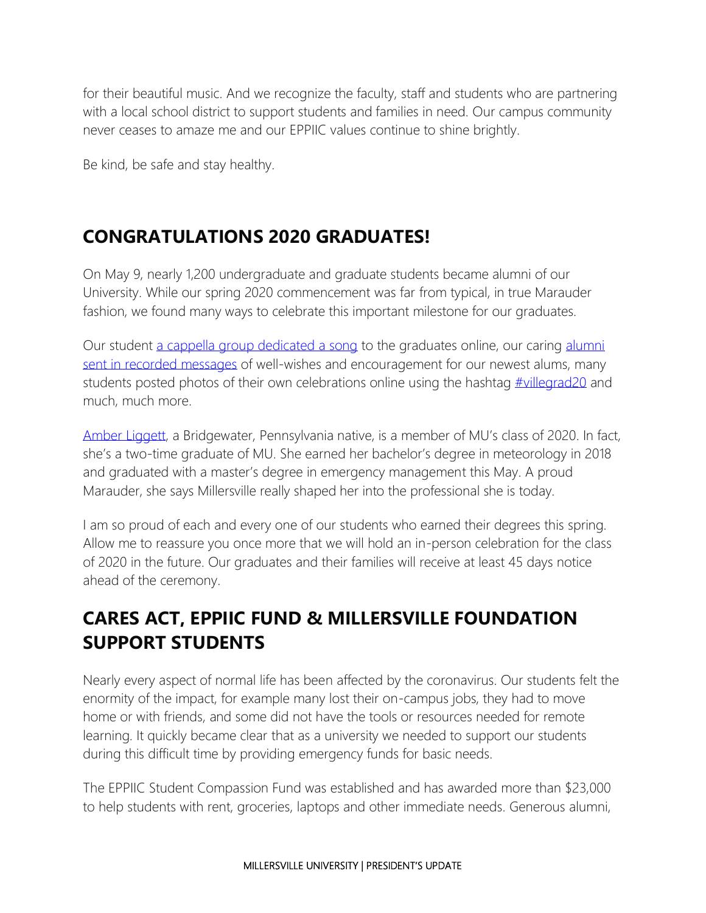for their beautiful music. And we recognize the faculty, staff and students who are partnering with a local school district to support students and families in need. Our campus community never ceases to amaze me and our EPPIIC values continue to shine brightly.

Be kind, be safe and stay healthy.

## CONGRATULATIONS 2020 GRADUATES!

On May 9, nearly 1,200 undergraduate and graduate students became alumni of our University. While our spring 2020 commencement was far from typical, in true Marauder fashion, we found many ways to celebrate this important milestone for our graduates.

Our student a cappella group dedicated a song to the graduates online, our caring alumni sent in recorded messages of well-wishes and encouragement for our newest alums, many students posted photos of their own celebrations online using the hashtag #villegrad20 and much, much more.

Amber Liggett, a Bridgewater, Pennsylvania native, is a member of MU's class of 2020. In fact, she's a two-time graduate of MU. She earned her bachelor's degree in meteorology in 2018 and graduated with a master's degree in emergency management this May. A proud Marauder, she says Millersville really shaped her into the professional she is today.

I am so proud of each and every one of our students who earned their degrees this spring. Allow me to reassure you once more that we will hold an in-person celebration for the class of 2020 in the future. Our graduates and their families will receive at least 45 days notice ahead of the ceremony.

## CARES ACT, EPPIIC FUND & MILLERSVILLE FOUNDATION SUPPORT STUDENTS

Nearly every aspect of normal life has been affected by the coronavirus. Our students felt the enormity of the impact, for example many lost their on-campus jobs, they had to move home or with friends, and some did not have the tools or resources needed for remote learning. It quickly became clear that as a university we needed to support our students during this difficult time by providing emergency funds for basic needs.

The EPPIIC Student Compassion Fund was established and has awarded more than $23,000 to help students with rent, groceries, laptops and other immediate needs. Generous alumni,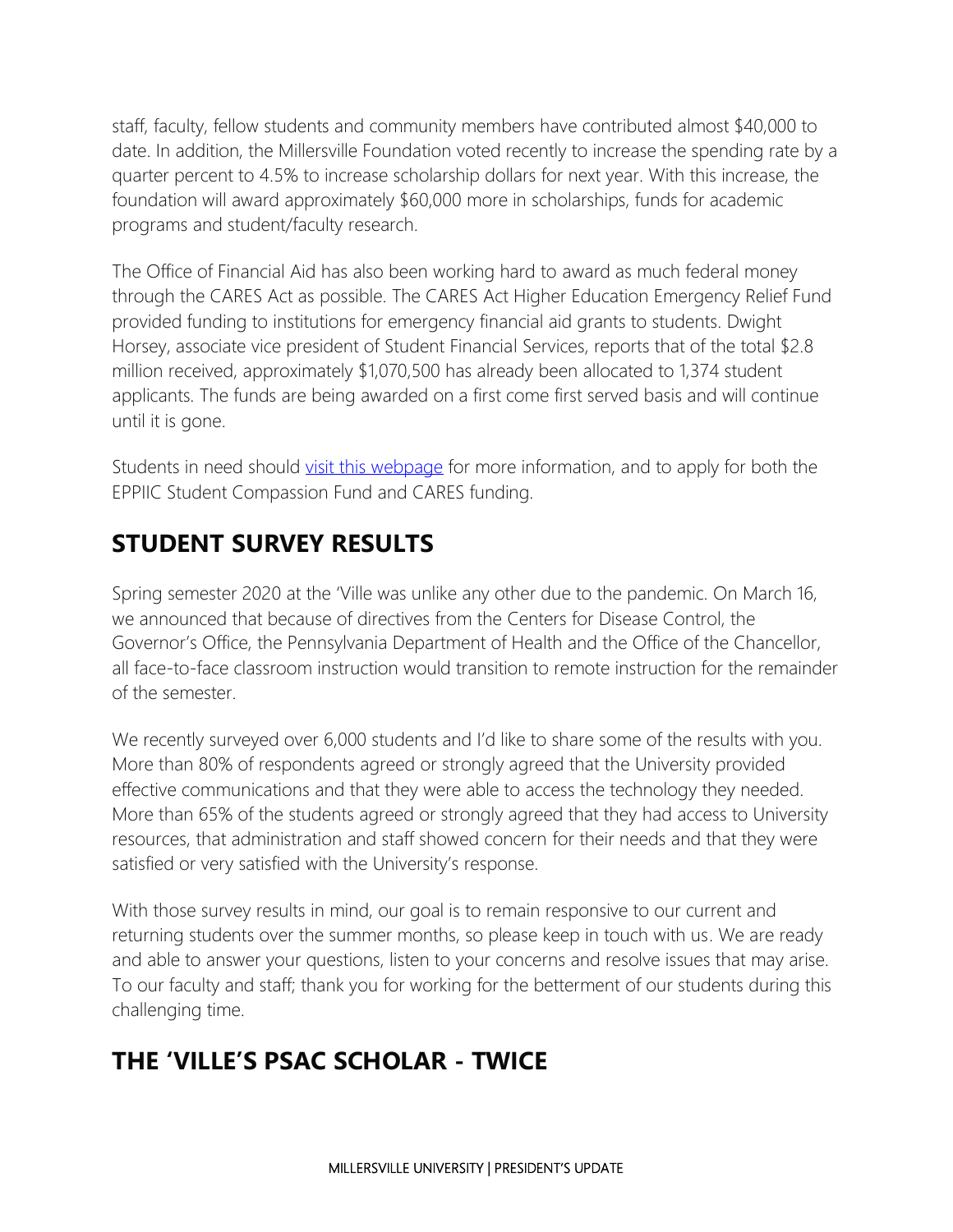staff, faculty, fellow students and community members have contributed almost $40,000 to date. In addition, the Millersville Foundation voted recently to increase the spending rate by a quarter percent to 4.5% to increase scholarship dollars for next year. With this increase, the foundation will award approximately $60,000 more in scholarships, funds for academic programs and student/faculty research.

The Office of Financial Aid has also been working hard to award as much federal money through the CARES Act as possible. The CARES Act Higher Education Emergency Relief Fund provided funding to institutions for emergency financial aid grants to students. Dwight Horsey, associate vice president of Student Financial Services, reports that of the total $2.8 million received, approximately $1,070,500 has already been allocated to 1,374 student applicants. The funds are being awarded on a first come first served basis and will continue until it is gone.

Students in need should visit this webpage for more information, and to apply for both the EPPIIC Student Compassion Fund and CARES funding.

## STUDENT SURVEY RESULTS

Spring semester 2020 at the 'Ville was unlike any other due to the pandemic. On March 16, we announced that because of directives from the Centers for Disease Control, the Governor's Office, the Pennsylvania Department of Health and the Office of the Chancellor, all face-to-face classroom instruction would transition to remote instruction for the remainder of the semester.

We recently surveyed over 6,000 students and I'd like to share some of the results with you. More than 80% of respondents agreed or strongly agreed that the University provided effective communications and that they were able to access the technology they needed. More than 65% of the students agreed or strongly agreed that they had access to University resources, that administration and staff showed concern for their needs and that they were satisfied or very satisfied with the University's response.

With those survey results in mind, our goal is to remain responsive to our current and returning students over the summer months, so please keep in touch with us. We are ready and able to answer your questions, listen to your concerns and resolve issues that may arise. To our faculty and staff; thank you for working for the betterment of our students during this challenging time.

## THE 'VILLE'S PSAC SCHOLAR - TWICE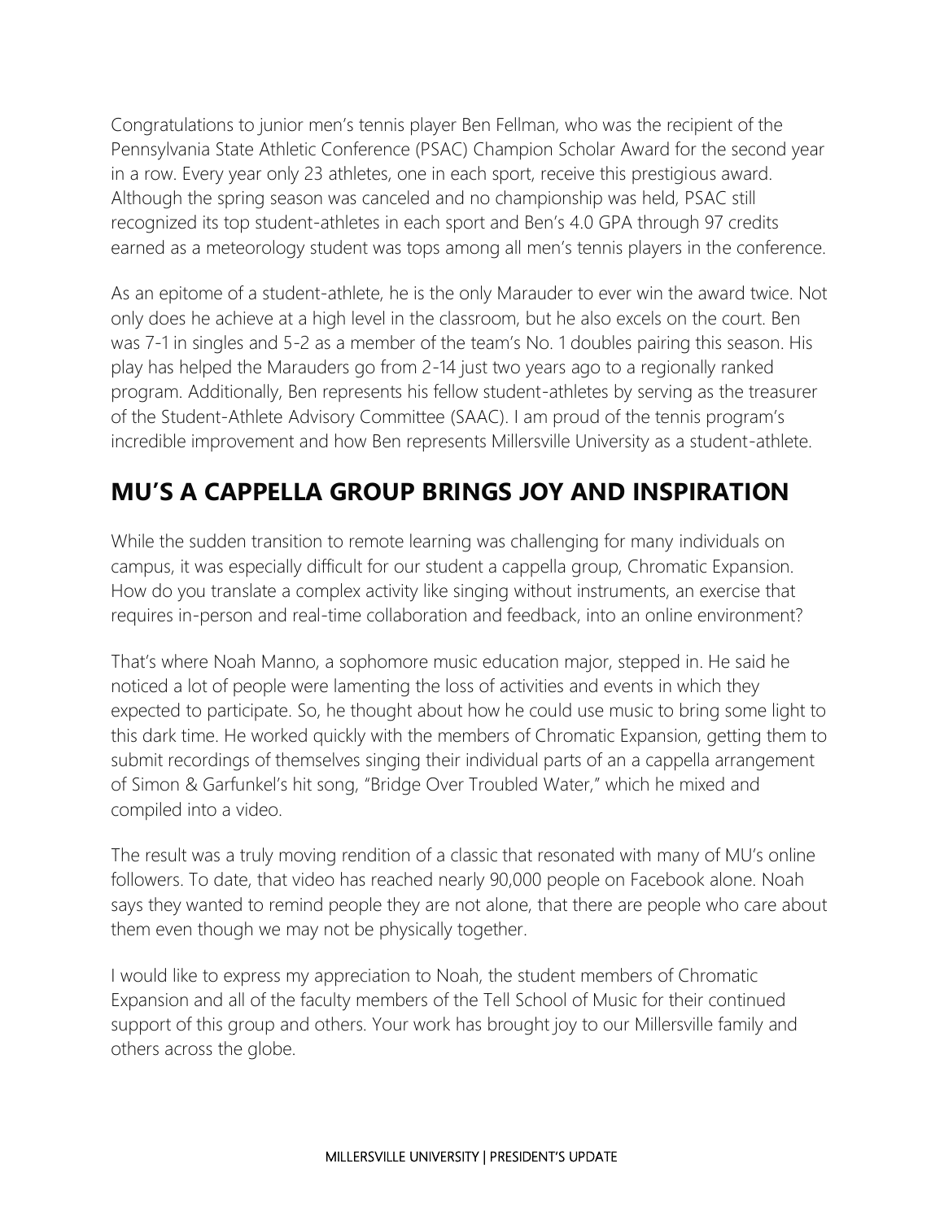Congratulations to junior men's tennis player Ben Fellman, who was the recipient of the Pennsylvania State Athletic Conference (PSAC) Champion Scholar Award for the second year in a row. Every year only 23 athletes, one in each sport, receive this prestigious award. Although the spring season was canceled and no championship was held, PSAC still recognized its top student-athletes in each sport and Ben's 4.0 GPA through 97 credits earned as a meteorology student was tops among all men's tennis players in the conference.

As an epitome of a student-athlete, he is the only Marauder to ever win the award twice. Not only does he achieve at a high level in the classroom, but he also excels on the court. Ben was 7-1 in singles and 5-2 as a member of the team's No. 1 doubles pairing this season. His play has helped the Marauders go from 2-14 just two years ago to a regionally ranked program. Additionally, Ben represents his fellow student-athletes by serving as the treasurer of the Student-Athlete Advisory Committee (SAAC). I am proud of the tennis program's incredible improvement and how Ben represents Millersville University as a student-athlete.

## MU'S A CAPPELLA GROUP BRINGS JOY AND INSPIRATION

While the sudden transition to remote learning was challenging for many individuals on campus, it was especially difficult for our student a cappella group, Chromatic Expansion. How do you translate a complex activity like singing without instruments, an exercise that requires in-person and real-time collaboration and feedback, into an online environment?

That's where Noah Manno, a sophomore music education major, stepped in. He said he noticed a lot of people were lamenting the loss of activities and events in which they expected to participate. So, he thought about how he could use music to bring some light to this dark time. He worked quickly with the members of Chromatic Expansion, getting them to submit recordings of themselves singing their individual parts of an a cappella arrangement of Simon & Garfunkel's hit song, "Bridge Over Troubled Water," which he mixed and compiled into a video.

The result was a truly moving rendition of a classic that resonated with many of MU's online followers. To date, that video has reached nearly 90,000 people on Facebook alone. Noah says they wanted to remind people they are not alone, that there are people who care about them even though we may not be physically together.

I would like to express my appreciation to Noah, the student members of Chromatic Expansion and all of the faculty members of the Tell School of Music for their continued support of this group and others. Your work has brought joy to our Millersville family and others across the globe.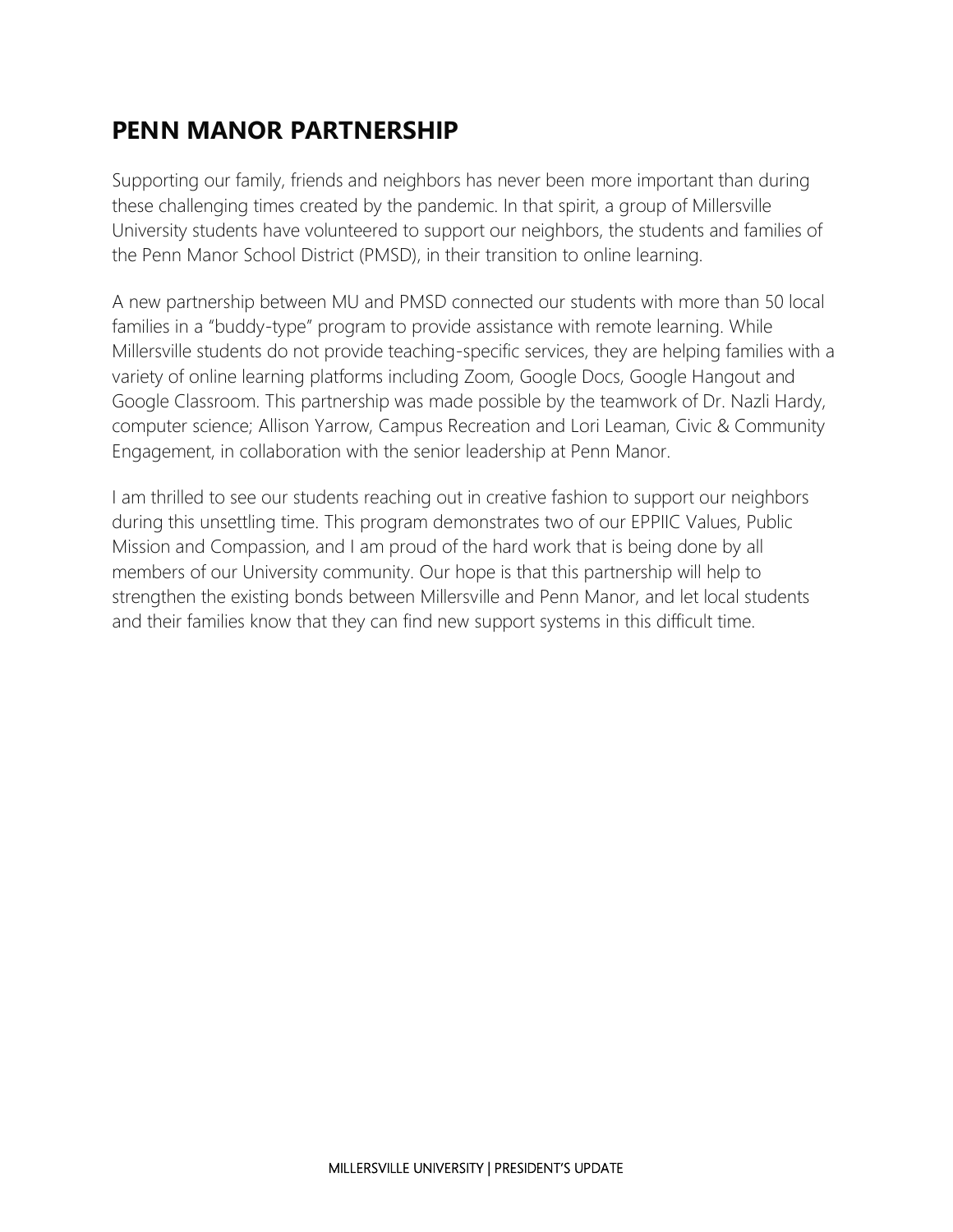## PENN MANOR PARTNERSHIP

Supporting our family, friends and neighbors has never been more important than during these challenging times created by the pandemic. In that spirit, a group of Millersville University students have volunteered to support our neighbors, the students and families of the Penn Manor School District (PMSD), in their transition to online learning.

A new partnership between MU and PMSD connected our students with more than 50 local families in a "buddy-type" program to provide assistance with remote learning. While Millersville students do not provide teaching-specific services, they are helping families with a variety of online learning platforms including Zoom, Google Docs, Google Hangout and Google Classroom. This partnership was made possible by the teamwork of Dr. Nazli Hardy, computer science; Allison Yarrow, Campus Recreation and Lori Leaman, Civic & Community Engagement, in collaboration with the senior leadership at Penn Manor.

I am thrilled to see our students reaching out in creative fashion to support our neighbors during this unsettling time. This program demonstrates two of our EPPIIC Values, Public Mission and Compassion, and I am proud of the hard work that is being done by all members of our University community. Our hope is that this partnership will help to strengthen the existing bonds between Millersville and Penn Manor, and let local students and their families know that they can find new support systems in this difficult time.